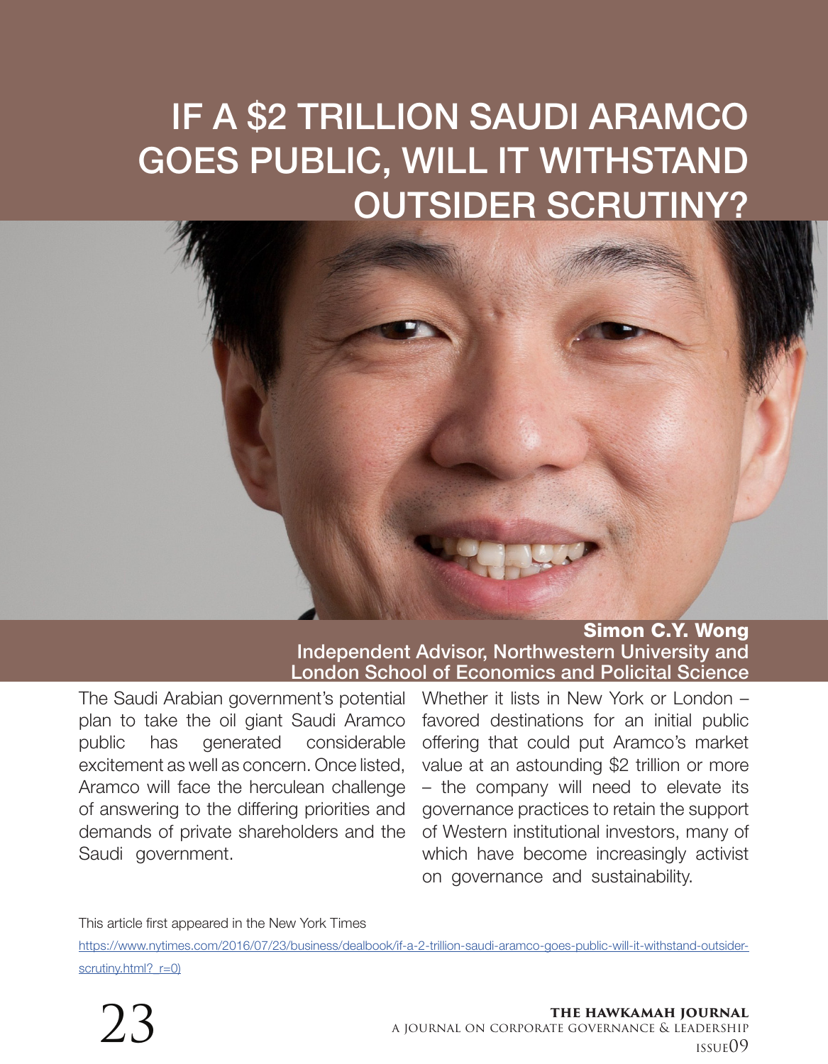# IF A $2 TRILLION SAUDI ARAMCO GOES PUBLIC, WILL IT WITHSTAND OUTSIDER SCRUTINY?

**Simon C.Y. Wong**
Independent Advisor, Northwestern University and London School of Economics and Policital Science

The Saudi Arabian government's potential plan to take the oil giant Saudi Aramco public has generated considerable excitement as well as concern. Once listed, Aramco will face the herculean challenge of answering to the differing priorities and demands of private shareholders and the Saudi government.

Whether it lists in New York or London – favored destinations for an initial public offering that could put Aramco's market value at an astounding $2 trillion or more – the company will need to elevate its governance practices to retain the support of Western institutional investors, many of which have become increasingly activist on governance and sustainability.

This article first appeared in the New York Times

https://www.nytimes.com/2016/07/23/business/dealbook/if-a-2-trillion-saudi-aramco-goes-public-will-it-withstand-outsider-scrutiny.html?_r=0)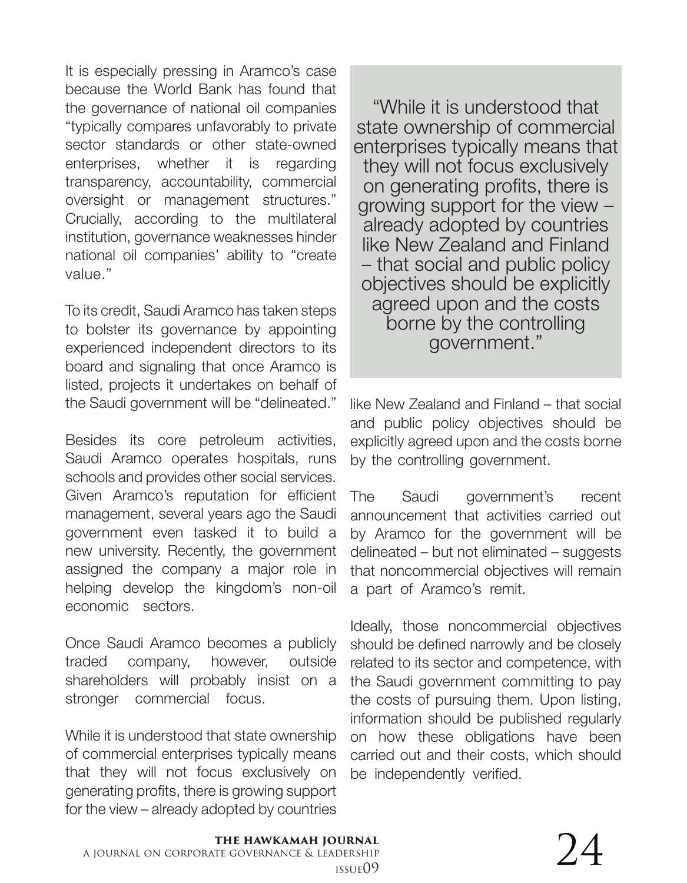It is especially pressing in Aramco's case because the World Bank has found that the governance of national oil companies "typically compares unfavorably to private sector standards or other state-owned enterprises, whether it is regarding transparency, accountability, commercial oversight or management structures." Crucially, according to the multilateral institution, governance weaknesses hinder national oil companies' ability to "create value."

To its credit, Saudi Aramco has taken steps to bolster its governance by appointing experienced independent directors to its board and signaling that once Aramco is listed, projects it undertakes on behalf of the Saudi government will be "delineated."

Besides its core petroleum activities, Saudi Aramco operates hospitals, runs schools and provides other social services. Given Aramco's reputation for efficient management, several years ago the Saudi government even tasked it to build a new university. Recently, the government assigned the company a major role in helping develop the kingdom's non-oil economic sectors.

Once Saudi Aramco becomes a publicly traded company, however, outside shareholders will probably insist on a stronger commercial focus.

While it is understood that state ownership of commercial enterprises typically means that they will not focus exclusively on generating profits, there is growing support for the view – already adopted by countries like New Zealand and Finland – that social and public policy objectives should be explicitly agreed upon and the costs borne by the controlling government.

> "While it is understood that state ownership of commercial enterprises typically means that they will not focus exclusively on generating profits, there is growing support for the view – already adopted by countries like New Zealand and Finland – that social and public policy objectives should be explicitly agreed upon and the costs borne by the controlling government."

The Saudi government's recent announcement that activities carried out by Aramco for the government will be delineated – but not eliminated – suggests that noncommercial objectives will remain a part of Aramco's remit.

Ideally, those noncommercial objectives should be defined narrowly and be closely related to its sector and competence, with the Saudi government committing to pay the costs of pursuing them. Upon listing, information should be published regularly on how these obligations have been carried out and their costs, which should be independently verified.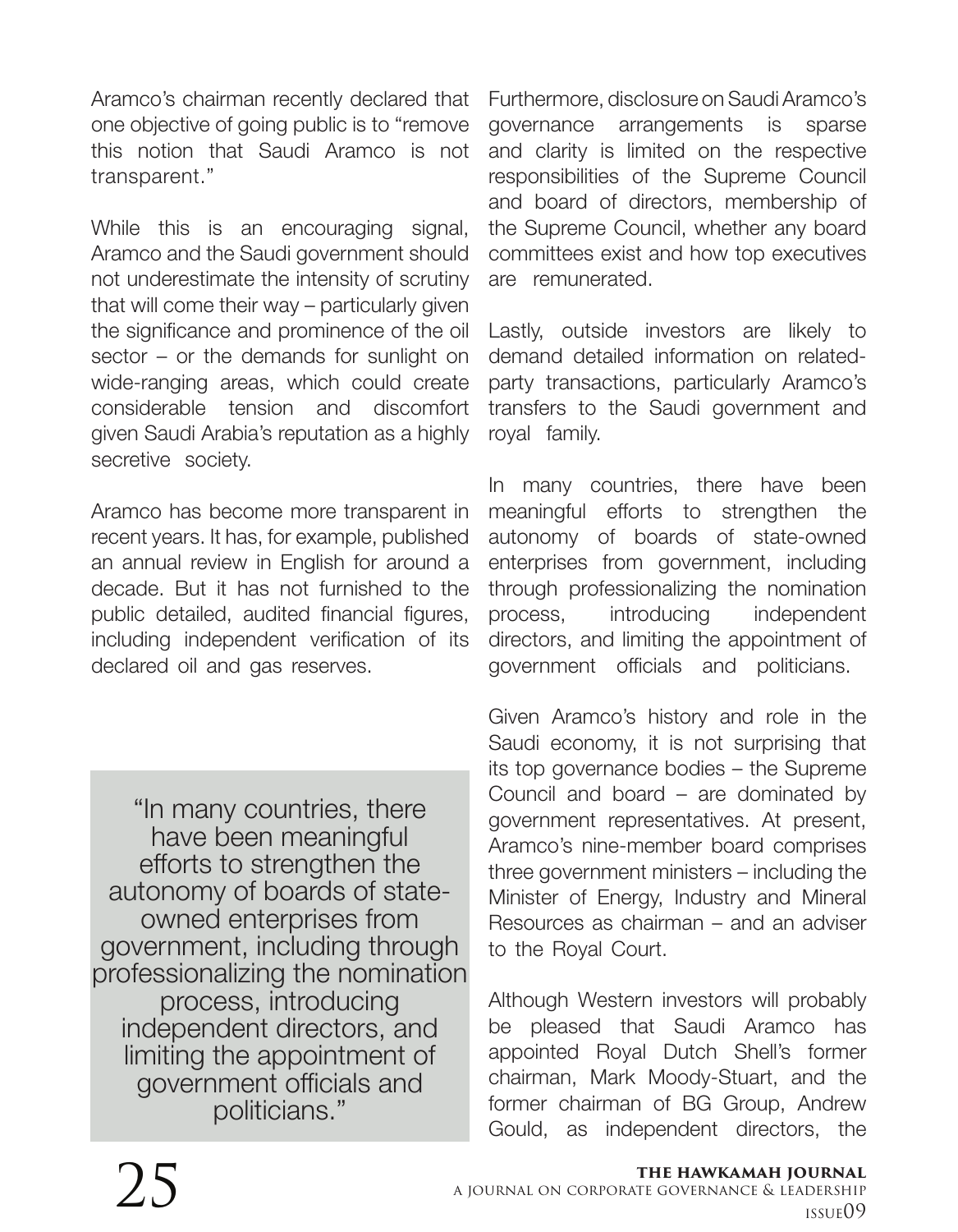Aramco's chairman recently declared that one objective of going public is to "remove this notion that Saudi Aramco is not transparent."

While this is an encouraging signal, Aramco and the Saudi government should not underestimate the intensity of scrutiny that will come their way – particularly given the significance and prominence of the oil sector – or the demands for sunlight on wide-ranging areas, which could create considerable tension and discomfort given Saudi Arabia's reputation as a highly secretive society.

Aramco has become more transparent in recent years. It has, for example, published an annual review in English for around a decade. But it has not furnished to the public detailed, audited financial figures, including independent verification of its declared oil and gas reserves.

> "In many countries, there have been meaningful efforts to strengthen the autonomy of boards of state-owned enterprises from government, including through professionalizing the nomination process, introducing independent directors, and limiting the appointment of government officials and politicians."

Furthermore, disclosure on Saudi Aramco's governance arrangements is sparse and clarity is limited on the respective responsibilities of the Supreme Council and board of directors, membership of the Supreme Council, whether any board committees exist and how top executives are remunerated.

Lastly, outside investors are likely to demand detailed information on related-party transactions, particularly Aramco's transfers to the Saudi government and royal family.

In many countries, there have been meaningful efforts to strengthen the autonomy of boards of state-owned enterprises from government, including through professionalizing the nomination process, introducing independent directors, and limiting the appointment of government officials and politicians.

Given Aramco's history and role in the Saudi economy, it is not surprising that its top governance bodies – the Supreme Council and board – are dominated by government representatives. At present, Aramco's nine-member board comprises three government ministers – including the Minister of Energy, Industry and Mineral Resources as chairman – and an adviser to the Royal Court.

Although Western investors will probably be pleased that Saudi Aramco has appointed Royal Dutch Shell's former chairman, Mark Moody-Stuart, and the former chairman of BG Group, Andrew Gould, as independent directors, the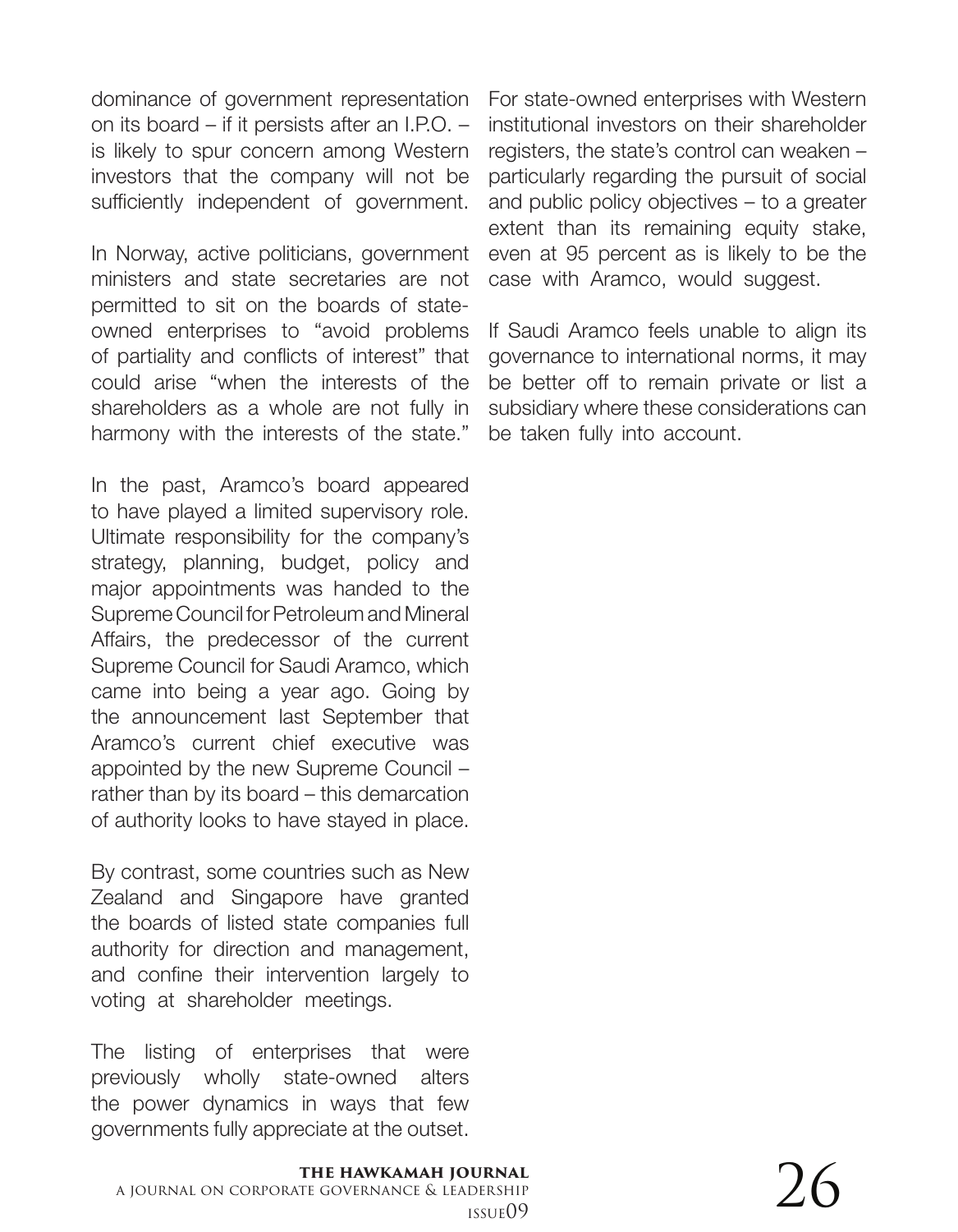dominance of government representation on its board – if it persists after an I.P.O. – is likely to spur concern among Western investors that the company will not be sufficiently independent of government.

In Norway, active politicians, government ministers and state secretaries are not permitted to sit on the boards of state-owned enterprises to "avoid problems of partiality and conflicts of interest" that could arise "when the interests of the shareholders as a whole are not fully in harmony with the interests of the state."

In the past, Aramco's board appeared to have played a limited supervisory role. Ultimate responsibility for the company's strategy, planning, budget, policy and major appointments was handed to the Supreme Council for Petroleum and Mineral Affairs, the predecessor of the current Supreme Council for Saudi Aramco, which came into being a year ago. Going by the announcement last September that Aramco's current chief executive was appointed by the new Supreme Council – rather than by its board – this demarcation of authority looks to have stayed in place.

By contrast, some countries such as New Zealand and Singapore have granted the boards of listed state companies full authority for direction and management, and confine their intervention largely to voting at shareholder meetings.

The listing of enterprises that were previously wholly state-owned alters the power dynamics in ways that few governments fully appreciate at the outset. For state-owned enterprises with Western institutional investors on their shareholder registers, the state's control can weaken – particularly regarding the pursuit of social and public policy objectives – to a greater extent than its remaining equity stake, even at 95 percent as is likely to be the case with Aramco, would suggest.

If Saudi Aramco feels unable to align its governance to international norms, it may be better off to remain private or list a subsidiary where these considerations can be taken fully into account.